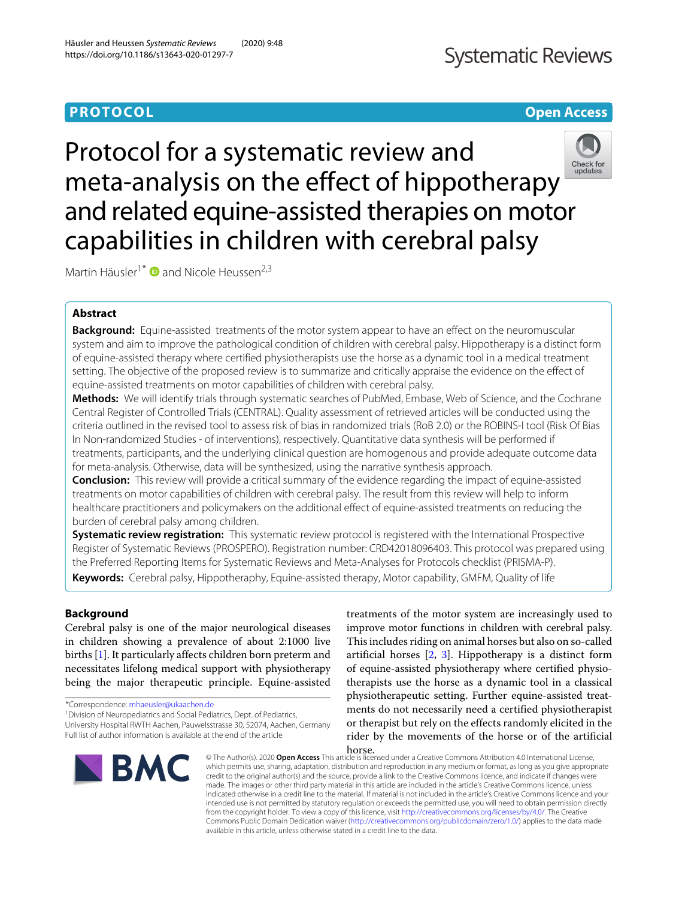**PROTOCOL** **Open Access**

# Protocol for a systematic review and meta-analysis on the effect of hippotherapy and related equine-assisted therapies on motor capabilities in children with cerebral palsy

Martin Häusler[1*] and Nicole Heussen[2,3]

## Abstract

**Background:** Equine-assisted treatments of the motor system appear to have an effect on the neuromuscular system and aim to improve the pathological condition of children with cerebral palsy. Hippotherapy is a distinct form of equine-assisted therapy where certified physiotherapists use the horse as a dynamic tool in a medical treatment setting. The objective of the proposed review is to summarize and critically appraise the evidence on the effect of equine-assisted treatments on motor capabilities of children with cerebral palsy.

**Methods:** We will identify trials through systematic searches of PubMed, Embase, Web of Science, and the Cochrane Central Register of Controlled Trials (CENTRAL). Quality assessment of retrieved articles will be conducted using the criteria outlined in the revised tool to assess risk of bias in randomized trials (RoB 2.0) or the ROBINS-I tool (Risk Of Bias In Non-randomized Studies - of interventions), respectively. Quantitative data synthesis will be performed if treatments, participants, and the underlying clinical question are homogenous and provide adequate outcome data for meta-analysis. Otherwise, data will be synthesized, using the narrative synthesis approach.

**Conclusion:** This review will provide a critical summary of the evidence regarding the impact of equine-assisted treatments on motor capabilities of children with cerebral palsy. The result from this review will help to inform healthcare practitioners and policymakers on the additional effect of equine-assisted treatments on reducing the burden of cerebral palsy among children.

**Systematic review registration:** This systematic review protocol is registered with the International Prospective Register of Systematic Reviews (PROSPERO). Registration number: CRD42018096403. This protocol was prepared using the Preferred Reporting Items for Systematic Reviews and Meta-Analyses for Protocols checklist (PRISMA-P).

**Keywords:** Cerebral palsy, Hippotheraphy, Equine-assisted therapy, Motor capability, GMFM, Quality of life

## Background

Cerebral palsy is one of the major neurological diseases in children showing a prevalence of about 2:1000 live births [1]. It particularly affects children born preterm and necessitates lifelong medical support with physiotherapy being the major therapeutic principle. Equine-assisted treatments of the motor system are increasingly used to improve motor functions in children with cerebral palsy. This includes riding on animal horses but also on so-called artificial horses [2, 3]. Hippotherapy is a distinct form of equine-assisted physiotherapy where certified physiotherapists use the horse as a dynamic tool in a classical physiotherapeutic setting. Further equine-assisted treatments do not necessarily need a certified physiotherapist or therapist but rely on the effects randomly elicited in the rider by the movements of the horse or of the artificial horse.

*Correspondence: mhaeusler@ukaachen.de
[1]Division of Neuropediatrics and Social Pediatrics, Dept. of Pediatrics, University Hospital RWTH Aachen, Pauwelsstrasse 30, 52074, Aachen, Germany
Full list of author information is available at the end of the article

© The Author(s). 2020 **Open Access** This article is licensed under a Creative Commons Attribution 4.0 International License, which permits use, sharing, adaptation, distribution and reproduction in any medium or format, as long as you give appropriate credit to the original author(s) and the source, provide a link to the Creative Commons licence, and indicate if changes were made. The images or other third party material in this article are included in the article's Creative Commons licence, unless indicated otherwise in a credit line to the material. If material is not included in the article's Creative Commons licence and your intended use is not permitted by statutory regulation or exceeds the permitted use, you will need to obtain permission directly from the copyright holder. To view a copy of this licence, visit http://creativecommons.org/licenses/by/4.0/. The Creative Commons Public Domain Dedication waiver (http://creativecommons.org/publicdomain/zero/1.0/) applies to the data made available in this article, unless otherwise stated in a credit line to the data.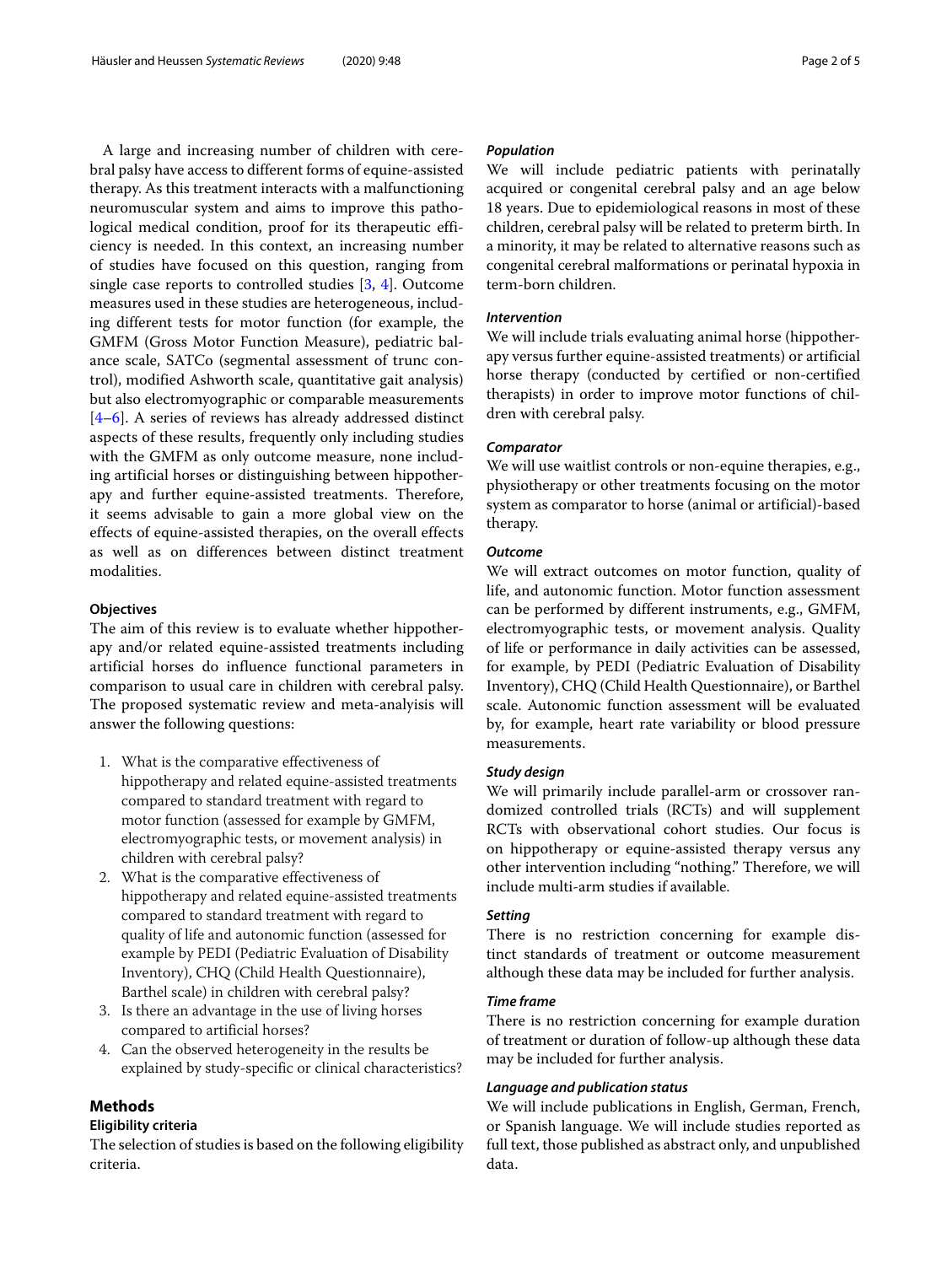A large and increasing number of children with cerebral palsy have access to different forms of equine-assisted therapy. As this treatment interacts with a malfunctioning neuromuscular system and aims to improve this pathological medical condition, proof for its therapeutic efficiency is needed. In this context, an increasing number of studies have focused on this question, ranging from single case reports to controlled studies [3, 4]. Outcome measures used in these studies are heterogeneous, including different tests for motor function (for example, the GMFM (Gross Motor Function Measure), pediatric balance scale, SATCo (segmental assessment of trunc control), modified Ashworth scale, quantitative gait analysis) but also electromyographic or comparable measurements [4–6]. A series of reviews has already addressed distinct aspects of these results, frequently only including studies with the GMFM as only outcome measure, none including artificial horses or distinguishing between hippotherapy and further equine-assisted treatments. Therefore, it seems advisable to gain a more global view on the effects of equine-assisted therapies, on the overall effects as well as on differences between distinct treatment modalities.

### Objectives

The aim of this review is to evaluate whether hippotherapy and/or related equine-assisted treatments including artificial horses do influence functional parameters in comparison to usual care in children with cerebral palsy. The proposed systematic review and meta-analysis will answer the following questions:

1. What is the comparative effectiveness of hippotherapy and related equine-assisted treatments compared to standard treatment with regard to motor function (assessed for example by GMFM, electromyographic tests, or movement analysis) in children with cerebral palsy?
2. What is the comparative effectiveness of hippotherapy and related equine-assisted treatments compared to standard treatment with regard to quality of life and autonomic function (assessed for example by PEDI (Pediatric Evaluation of Disability Inventory), CHQ (Child Health Questionnaire), Barthel scale) in children with cerebral palsy?
3. Is there an advantage in the use of living horses compared to artificial horses?
4. Can the observed heterogeneity in the results be explained by study-specific or clinical characteristics?

## Methods

### Eligibility criteria

The selection of studies is based on the following eligibility criteria.

#### *Population*

We will include pediatric patients with perinatally acquired or congenital cerebral palsy and an age below 18 years. Due to epidemiological reasons in most of these children, cerebral palsy will be related to preterm birth. In a minority, it may be related to alternative reasons such as congenital cerebral malformations or perinatal hypoxia in term-born children.

#### *Intervention*

We will include trials evaluating animal horse (hippotherapy versus further equine-assisted treatments) or artificial horse therapy (conducted by certified or non-certified therapists) in order to improve motor functions of children with cerebral palsy.

#### *Comparator*

We will use waitlist controls or non-equine therapies, e.g., physiotherapy or other treatments focusing on the motor system as comparator to horse (animal or artificial)-based therapy.

#### *Outcome*

We will extract outcomes on motor function, quality of life, and autonomic function. Motor function assessment can be performed by different instruments, e.g., GMFM, electromyographic tests, or movement analysis. Quality of life or performance in daily activities can be assessed, for example, by PEDI (Pediatric Evaluation of Disability Inventory), CHQ (Child Health Questionnaire), or Barthel scale. Autonomic function assessment will be evaluated by, for example, heart rate variability or blood pressure measurements.

#### *Study design*

We will primarily include parallel-arm or crossover randomized controlled trials (RCTs) and will supplement RCTs with observational cohort studies. Our focus is on hippotherapy or equine-assisted therapy versus any other intervention including "nothing." Therefore, we will include multi-arm studies if available.

#### *Setting*

There is no restriction concerning for example distinct standards of treatment or outcome measurement although these data may be included for further analysis.

#### *Time frame*

There is no restriction concerning for example duration of treatment or duration of follow-up although these data may be included for further analysis.

#### *Language and publication status*

We will include publications in English, German, French, or Spanish language. We will include studies reported as full text, those published as abstract only, and unpublished data.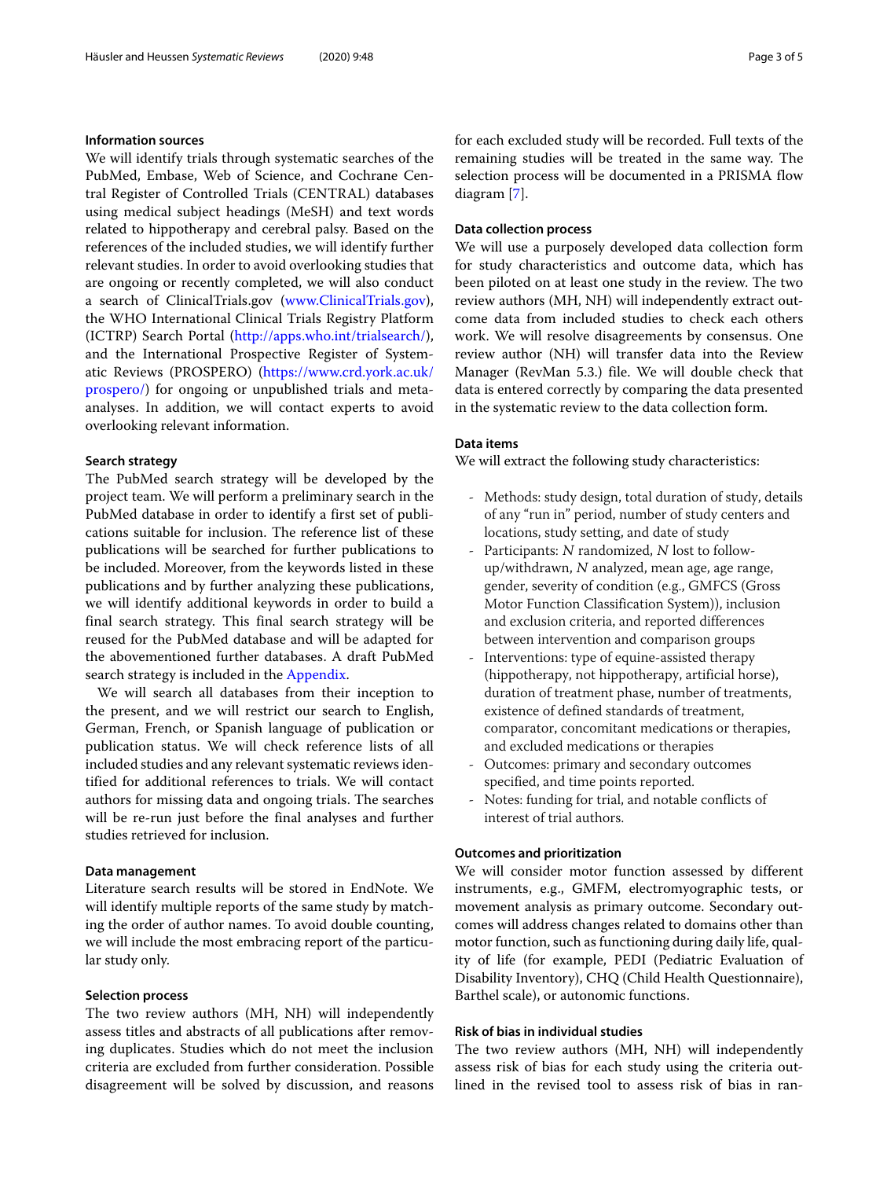### Information sources

We will identify trials through systematic searches of the PubMed, Embase, Web of Science, and Cochrane Central Register of Controlled Trials (CENTRAL) databases using medical subject headings (MeSH) and text words related to hippotherapy and cerebral palsy. Based on the references of the included studies, we will identify further relevant studies. In order to avoid overlooking studies that are ongoing or recently completed, we will also conduct a search of ClinicalTrials.gov (www.ClinicalTrials.gov), the WHO International Clinical Trials Registry Platform (ICTRP) Search Portal (http://apps.who.int/trialsearch/), and the International Prospective Register of Systematic Reviews (PROSPERO) (https://www.crd.york.ac.uk/prospero/) for ongoing or unpublished trials and meta-analyses. In addition, we will contact experts to avoid overlooking relevant information.

### Search strategy

The PubMed search strategy will be developed by the project team. We will perform a preliminary search in the PubMed database in order to identify a first set of publications suitable for inclusion. The reference list of these publications will be searched for further publications to be included. Moreover, from the keywords listed in these publications and by further analyzing these publications, we will identify additional keywords in order to build a final search strategy. This final search strategy will be reused for the PubMed database and will be adapted for the abovementioned further databases. A draft PubMed search strategy is included in the Appendix.

We will search all databases from their inception to the present, and we will restrict our search to English, German, French, or Spanish language of publication or publication status. We will check reference lists of all included studies and any relevant systematic reviews identified for additional references to trials. We will contact authors for missing data and ongoing trials. The searches will be re-run just before the final analyses and further studies retrieved for inclusion.

### Data management

Literature search results will be stored in EndNote. We will identify multiple reports of the same study by matching the order of author names. To avoid double counting, we will include the most embracing report of the particular study only.

### Selection process

The two review authors (MH, NH) will independently assess titles and abstracts of all publications after removing duplicates. Studies which do not meet the inclusion criteria are excluded from further consideration. Possible disagreement will be solved by discussion, and reasons for each excluded study will be recorded. Full texts of the remaining studies will be treated in the same way. The selection process will be documented in a PRISMA flow diagram [7].

### Data collection process

We will use a purposely developed data collection form for study characteristics and outcome data, which has been piloted on at least one study in the review. The two review authors (MH, NH) will independently extract outcome data from included studies to check each others work. We will resolve disagreements by consensus. One review author (NH) will transfer data into the Review Manager (RevMan 5.3.) file. We will double check that data is entered correctly by comparing the data presented in the systematic review to the data collection form.

### Data items

We will extract the following study characteristics:

- Methods: study design, total duration of study, details of any "run in" period, number of study centers and locations, study setting, and date of study
- Participants: *N* randomized, *N* lost to follow-up/withdrawn, *N* analyzed, mean age, age range, gender, severity of condition (e.g., GMFCS (Gross Motor Function Classification System)), inclusion and exclusion criteria, and reported differences between intervention and comparison groups
- Interventions: type of equine-assisted therapy (hippotherapy, not hippotherapy, artificial horse), duration of treatment phase, number of treatments, existence of defined standards of treatment, comparator, concomitant medications or therapies, and excluded medications or therapies
- Outcomes: primary and secondary outcomes specified, and time points reported.
- Notes: funding for trial, and notable conflicts of interest of trial authors.

### Outcomes and prioritization

We will consider motor function assessed by different instruments, e.g., GMFM, electromyographic tests, or movement analysis as primary outcome. Secondary outcomes will address changes related to domains other than motor function, such as functioning during daily life, quality of life (for example, PEDI (Pediatric Evaluation of Disability Inventory), CHQ (Child Health Questionnaire), Barthel scale), or autonomic functions.

### Risk of bias in individual studies

The two review authors (MH, NH) will independently assess risk of bias for each study using the criteria outlined in the revised tool to assess risk of bias in ran-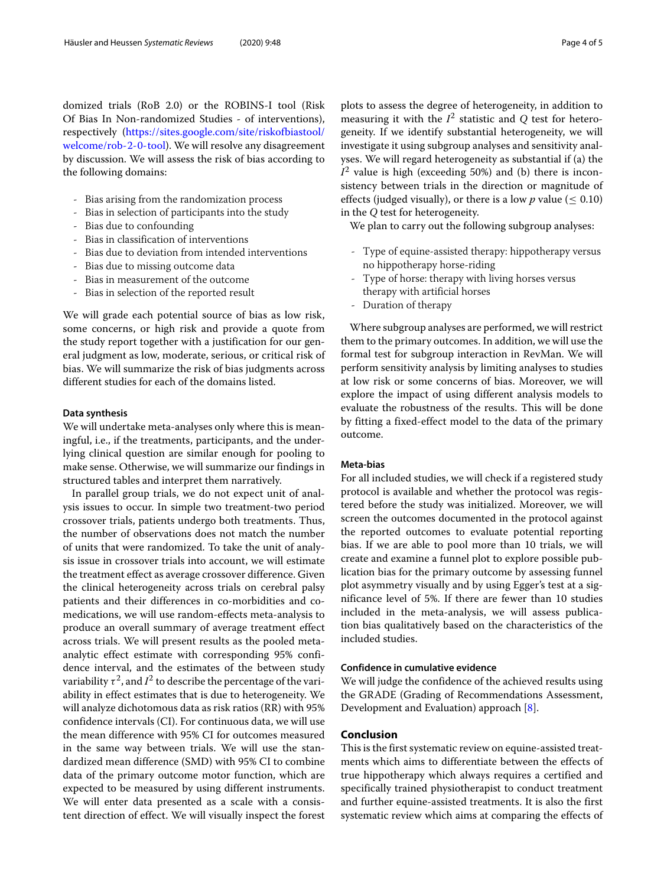domized trials (RoB 2.0) or the ROBINS-I tool (Risk Of Bias In Non-randomized Studies - of interventions), respectively (https://sites.google.com/site/riskofbiastool/welcome/rob-2-0-tool). We will resolve any disagreement by discussion. We will assess the risk of bias according to the following domains:

- Bias arising from the randomization process
- Bias in selection of participants into the study
- Bias due to confounding
- Bias in classification of interventions
- Bias due to deviation from intended interventions
- Bias due to missing outcome data
- Bias in measurement of the outcome
- Bias in selection of the reported result

We will grade each potential source of bias as low risk, some concerns, or high risk and provide a quote from the study report together with a justification for our general judgment as low, moderate, serious, or critical risk of bias. We will summarize the risk of bias judgments across different studies for each of the domains listed.

#### Data synthesis

We will undertake meta-analyses only where this is meaningful, i.e., if the treatments, participants, and the underlying clinical question are similar enough for pooling to make sense. Otherwise, we will summarize our findings in structured tables and interpret them narratively.

In parallel group trials, we do not expect unit of analysis issues to occur. In simple two treatment-two period crossover trials, patients undergo both treatments. Thus, the number of observations does not match the number of units that were randomized. To take the unit of analysis issue in crossover trials into account, we will estimate the treatment effect as average crossover difference. Given the clinical heterogeneity across trials on cerebral palsy patients and their differences in co-morbidities and co-medications, we will use random-effects meta-analysis to produce an overall summary of average treatment effect across trials. We will present results as the pooled meta-analytic effect estimate with corresponding 95% confidence interval, and the estimates of the between study variability $\tau^2$, and $I^2$ to describe the percentage of the variability in effect estimates that is due to heterogeneity. We will analyze dichotomous data as risk ratios (RR) with 95% confidence intervals (CI). For continuous data, we will use the mean difference with 95% CI for outcomes measured in the same way between trials. We will use the standardized mean difference (SMD) with 95% CI to combine data of the primary outcome motor function, which are expected to be measured by using different instruments. We will enter data presented as a scale with a consistent direction of effect. We will visually inspect the forest plots to assess the degree of heterogeneity, in addition to measuring it with the $I^2$ statistic and $Q$ test for heterogeneity. If we identify substantial heterogeneity, we will investigate it using subgroup analyses and sensitivity analyses. We will regard heterogeneity as substantial if (a) the $I^2$ value is high (exceeding 50%) and (b) there is inconsistency between trials in the direction or magnitude of effects (judged visually), or there is a low $p$ value ($\leq 0.10$) in the $Q$ test for heterogeneity.

We plan to carry out the following subgroup analyses:

- Type of equine-assisted therapy: hippotherapy versus no hippotherapy horse-riding
- Type of horse: therapy with living horses versus therapy with artificial horses
- Duration of therapy

Where subgroup analyses are performed, we will restrict them to the primary outcomes. In addition, we will use the formal test for subgroup interaction in RevMan. We will perform sensitivity analysis by limiting analyses to studies at low risk or some concerns of bias. Moreover, we will explore the impact of using different analysis models to evaluate the robustness of the results. This will be done by fitting a fixed-effect model to the data of the primary outcome.

#### Meta-bias

For all included studies, we will check if a registered study protocol is available and whether the protocol was registered before the study was initialized. Moreover, we will screen the outcomes documented in the protocol against the reported outcomes to evaluate potential reporting bias. If we are able to pool more than 10 trials, we will create and examine a funnel plot to explore possible publication bias for the primary outcome by assessing funnel plot asymmetry visually and by using Egger's test at a significance level of 5%. If there are fewer than 10 studies included in the meta-analysis, we will assess publication bias qualitatively based on the characteristics of the included studies.

#### Confidence in cumulative evidence

We will judge the confidence of the achieved results using the GRADE (Grading of Recommendations Assessment, Development and Evaluation) approach [8].

## Conclusion

This is the first systematic review on equine-assisted treatments which aims to differentiate between the effects of true hippotherapy which always requires a certified and specifically trained physiotherapist to conduct treatment and further equine-assisted treatments. It is also the first systematic review which aims at comparing the effects of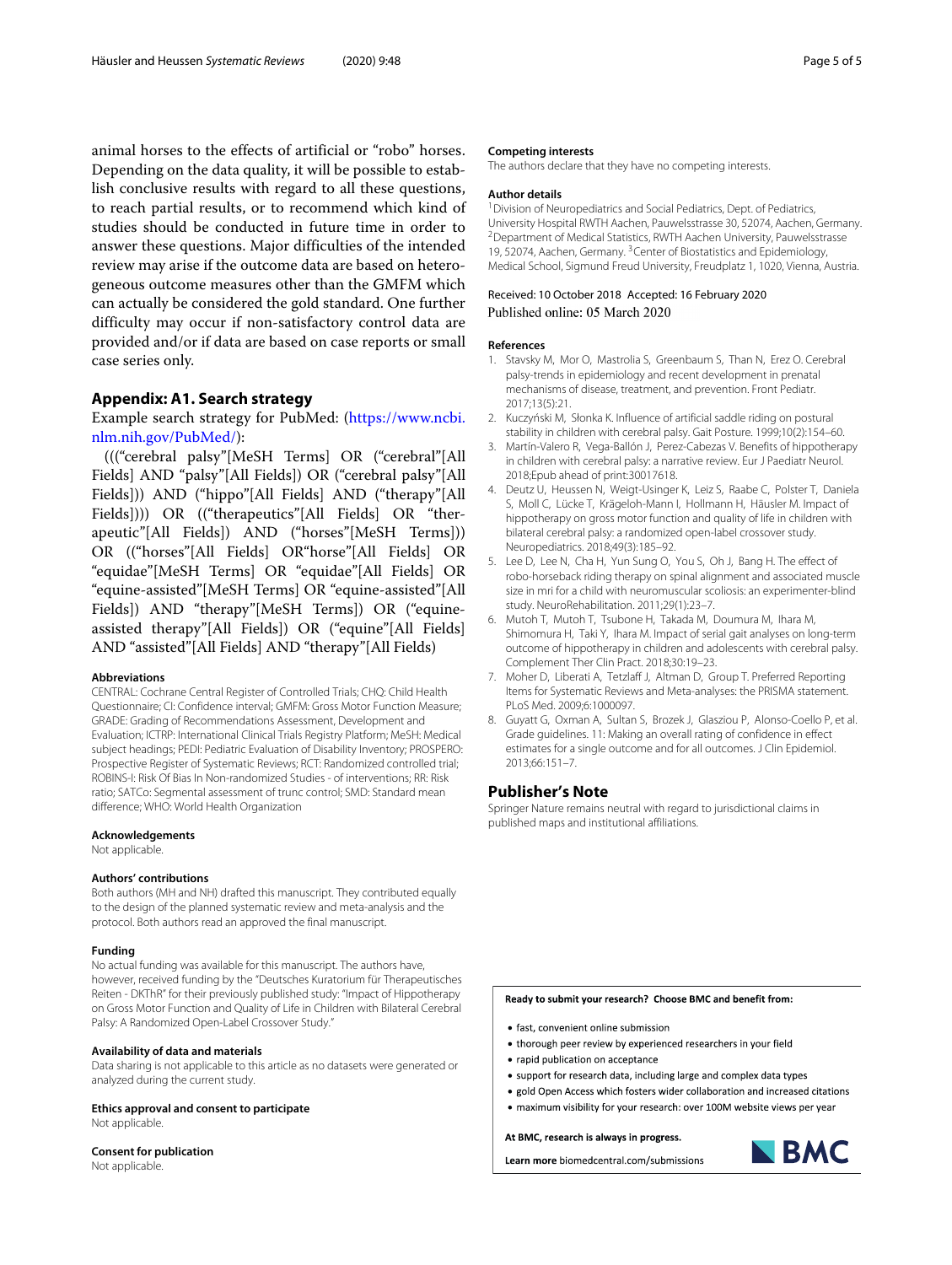animal horses to the effects of artificial or "robo" horses. Depending on the data quality, it will be possible to establish conclusive results with regard to all these questions, to reach partial results, or to recommend which kind of studies should be conducted in future time in order to answer these questions. Major difficulties of the intended review may arise if the outcome data are based on heterogeneous outcome measures other than the GMFM which can actually be considered the gold standard. One further difficulty may occur if non-satisfactory control data are provided and/or if data are based on case reports or small case series only.

## Appendix: A1. Search strategy

Example search strategy for PubMed: (https://www.ncbi.nlm.nih.gov/PubMed/):

((("cerebral palsy"[MeSH Terms] OR ("cerebral"[All Fields] AND "palsy"[All Fields]) OR ("cerebral palsy"[All Fields])) AND ("hippo"[All Fields] AND ("therapy"[All Fields]))) OR (("therapeutics"[All Fields] OR "therapeutic"[All Fields]) AND ("horses"[MeSH Terms])) OR (("horses"[All Fields] OR"horse"[All Fields] OR "equidae"[MeSH Terms] OR "equidae"[All Fields] OR "equine-assisted"[MeSH Terms] OR "equine-assisted"[All Fields]) AND "therapy"[MeSH Terms]) OR ("equine-assisted therapy"[All Fields]) OR ("equine"[All Fields] AND "assisted"[All Fields] AND "therapy"[All Fields])

### Abbreviations

CENTRAL: Cochrane Central Register of Controlled Trials; CHQ: Child Health Questionnaire; CI: Confidence interval; GMFM: Gross Motor Function Measure; GRADE: Grading of Recommendations Assessment, Development and Evaluation; ICTRP: International Clinical Trials Registry Platform; MeSH: Medical subject headings; PEDI: Pediatric Evaluation of Disability Inventory; PROSPERO: Prospective Register of Systematic Reviews; RCT: Randomized controlled trial; ROBINS-I: Risk Of Bias In Non-randomized Studies - of interventions; RR: Risk ratio; SATCo: Segmental assessment of trunc control; SMD: Standard mean difference; WHO: World Health Organization

### Acknowledgements

Not applicable.

### Authors' contributions

Both authors (MH and NH) drafted this manuscript. They contributed equally to the design of the planned systematic review and meta-analysis and the protocol. Both authors read an approved the final manuscript.

### Funding

No actual funding was available for this manuscript. The authors have, however, received funding by the "Deutsches Kuratorium für Therapeutisches Reiten - DKThR" for their previously published study: "Impact of Hippotherapy on Gross Motor Function and Quality of Life in Children with Bilateral Cerebral Palsy: A Randomized Open-Label Crossover Study."

### Availability of data and materials

Data sharing is not applicable to this article as no datasets were generated or analyzed during the current study.

### Ethics approval and consent to participate

Not applicable.

### Consent for publication

Not applicable.

### Competing interests

The authors declare that they have no competing interests.

### Author details

[1]Division of Neuropediatrics and Social Pediatrics, Dept. of Pediatrics, University Hospital RWTH Aachen, Pauwelsstrasse 30, 52074, Aachen, Germany. [2]Department of Medical Statistics, RWTH Aachen University, Pauwelsstrasse 19, 52074, Aachen, Germany. [3]Center of Biostatistics and Epidemiology, Medical School, Sigmund Freud University, Freudplatz 1, 1020, Vienna, Austria.

Received: 10 October 2018 Accepted: 16 February 2020
Published online: 05 March 2020

### References

1. Stavsky M, Mor O, Mastrolia S, Greenbaum S, Than N, Erez O. Cerebral palsy-trends in epidemiology and recent development in prenatal mechanisms of disease, treatment, and prevention. Front Pediatr. 2017;13(5):21.
2. Kuczyński M, Słonka K. Influence of artificial saddle riding on postural stability in children with cerebral palsy. Gait Posture. 1999;10(2):154–60.
3. Martín-Valero R, Vega-Ballón J, Perez-Cabezas V. Benefits of hippotherapy in children with cerebral palsy: a narrative review. Eur J Paediatr Neurol. 2018;Epub ahead of print:30017618.
4. Deutz U, Heussen N, Weigt-Usinger K, Leiz S, Raabe C, Polster T, Daniela S, Moll C, Lücke T, Krägeloh-Mann I, Hollmann H, Häusler M. Impact of hippotherapy on gross motor function and quality of life in children with bilateral cerebral palsy: a randomized open-label crossover study. Neuropediatrics. 2018;49(3):185–92.
5. Lee D, Lee N, Cha H, Yun Sung O, You S, Oh J, Bang H. The effect of robo-horseback riding therapy on spinal alignment and associated muscle size in mri for a child with neuromuscular scoliosis: an experimenter-blind study. NeuroRehabilitation. 2011;29(1):23–7.
6. Mutoh T, Mutoh T, Tsubone H, Takada M, Doumura M, Ihara M, Shimomura H, Taki Y, Ihara M. Impact of serial gait analyses on long-term outcome of hippotherapy in children and adolescents with cerebral palsy. Complement Ther Clin Pract. 2018;30:19–23.
7. Moher D, Liberati A, Tetzlaff J, Altman D, Group T. Preferred Reporting Items for Systematic Reviews and Meta-analyses: the PRISMA statement. PLoS Med. 2009;6:1000097.
8. Guyatt G, Oxman A, Sultan S, Brozek J, Glasziou P, Alonso-Coello P, et al. Grade guidelines. 11: Making an overall rating of confidence in effect estimates for a single outcome and for all outcomes. J Clin Epidemiol. 2013;66:151–7.

## Publisher's Note

Springer Nature remains neutral with regard to jurisdictional claims in published maps and institutional affiliations.

**Ready to submit your research? Choose BMC and benefit from:**

- fast, convenient online submission
- thorough peer review by experienced researchers in your field
- rapid publication on acceptance
- support for research data, including large and complex data types
- gold Open Access which fosters wider collaboration and increased citations
- maximum visibility for your research: over 100M website views per year

**At BMC, research is always in progress.**

**Learn more** biomedcentral.com/submissions

BMC